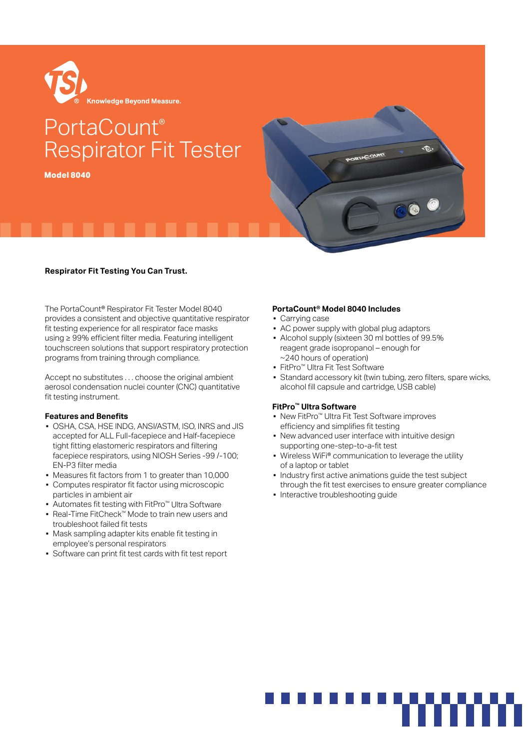TSI® Knowledge Beyond Measure.

# PortaCount® Respirator Fit Tester

**Model 8040**

**Respirator Fit Testing You Can Trust.**

The PortaCount® Respirator Fit Tester Model 8040 provides a consistent and objective quantitative respirator fit testing experience for all respirator face masks using ≥ 99% efficient filter media. Featuring intelligent touchscreen solutions that support respiratory protection programs from training through compliance.

Accept no substitutes . . . choose the original ambient aerosol condensation nuclei counter (CNC) quantitative fit testing instrument.

### Features and Benefits

- OSHA, CSA, HSE INDG, ANSI/ASTM, ISO, INRS and JIS accepted for ALL Full-facepiece and Half-facepiece tight fitting elastomeric respirators and filtering facepiece respirators, using NIOSH Series -99 /-100; EN-P3 filter media
- Measures fit factors from 1 to greater than 10,000
- Computes respirator fit factor using microscopic particles in ambient air
- Automates fit testing with FitPro™ Ultra Software
- Real-Time FitCheck™ Mode to train new users and troubleshoot failed fit tests
- Mask sampling adapter kits enable fit testing in employee's personal respirators
- Software can print fit test cards with fit test report

### PortaCount® Model 8040 Includes

- Carrying case
- AC power supply with global plug adaptors
- Alcohol supply (sixteen 30 ml bottles of 99.5% reagent grade isopropanol – enough for ~240 hours of operation)
- FitPro™ Ultra Fit Test Software
- Standard accessory kit (twin tubing, zero filters, spare wicks, alcohol fill capsule and cartridge, USB cable)

### FitPro™ Ultra Software

- New FitPro™ Ultra Fit Test Software improves efficiency and simplifies fit testing
- New advanced user interface with intuitive design supporting one-step-to-a-fit test
- Wireless WiFi® communication to leverage the utility of a laptop or tablet
- Industry first active animations guide the test subject through the fit test exercises to ensure greater compliance
- Interactive troubleshooting guide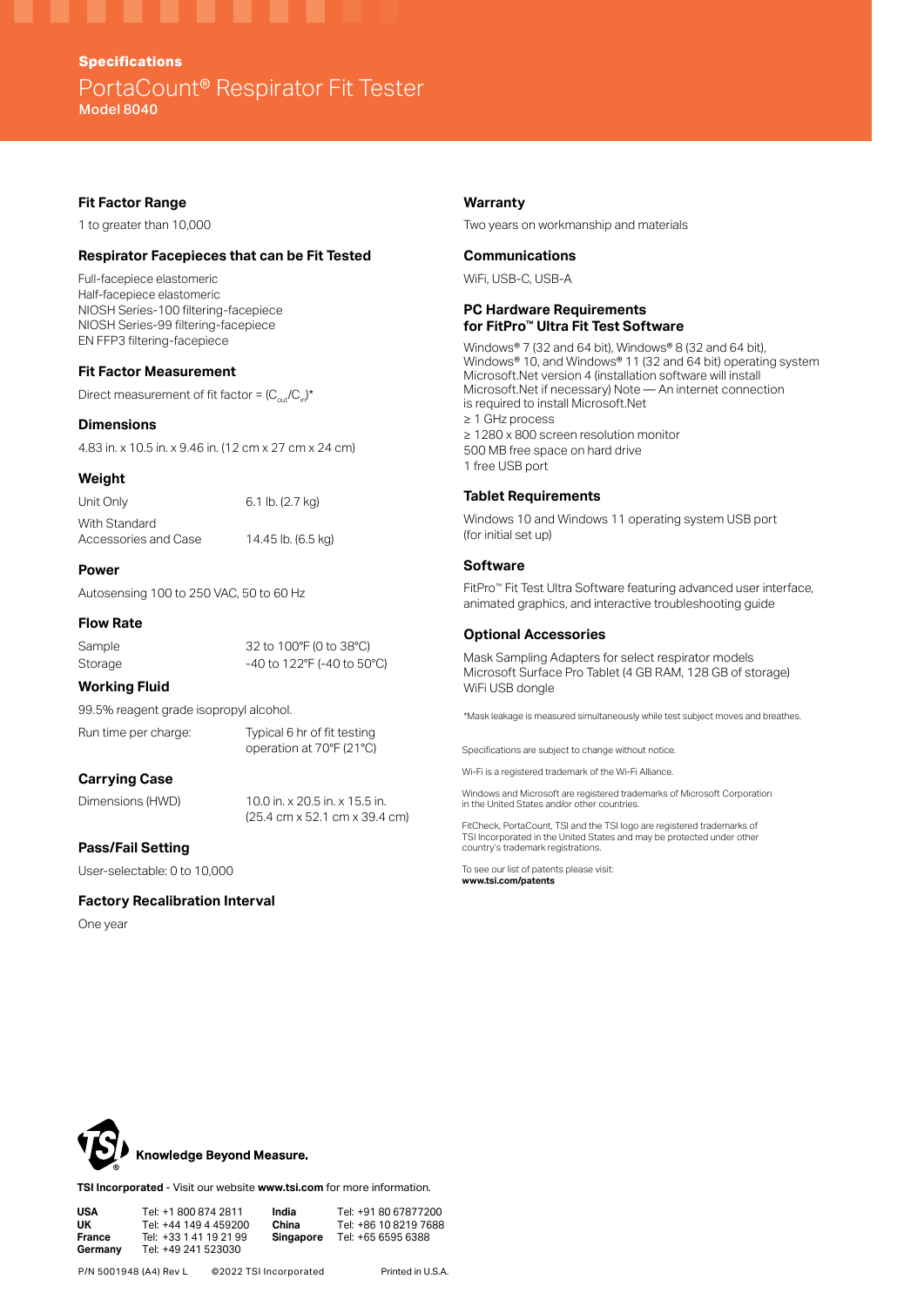**Specifications**

# PortaCount® Respirator Fit Tester

Model 8040

### Fit Factor Range

1 to greater than 10,000

### Respirator Facepieces that can be Fit Tested

Full-facepiece elastomeric
Half-facepiece elastomeric
NIOSH Series-100 filtering-facepiece
NIOSH Series-99 filtering-facepiece
EN FFP3 filtering-facepiece

### Fit Factor Measurement

Direct measurement of fit factor = $(C_{out}/C_{in})$*

### Dimensions

4.83 in. x 10.5 in. x 9.46 in. (12 cm x 27 cm x 24 cm)

### Weight

| | |
|---|---|
| Unit Only | 6.1 lb. (2.7 kg) |
| With Standard Accessories and Case | 14.45 lb. (6.5 kg) |

### Power

Autosensing 100 to 250 VAC, 50 to 60 Hz

### Flow Rate

| | |
|---|---|
| Sample | 32 to 100°F (0 to 38°C) |
| Storage | -40 to 122°F (-40 to 50°C) |

### Working Fluid

99.5% reagent grade isopropyl alcohol.

| | |
|---|---|
| Run time per charge: | Typical 6 hr of fit testing operation at 70°F (21°C) |

### Carrying Case

| | |
|---|---|
| Dimensions (HWD) | 10.0 in. x 20.5 in. x 15.5 in. (25.4 cm x 52.1 cm x 39.4 cm) |

### Pass/Fail Setting

User-selectable: 0 to 10,000

### Factory Recalibration Interval

One year

### Warranty

Two years on workmanship and materials

### Communications

WiFi, USB-C, USB-A

### PC Hardware Requirements for FitPro™ Ultra Fit Test Software

Windows® 7 (32 and 64 bit), Windows® 8 (32 and 64 bit), Windows® 10, and Windows® 11 (32 and 64 bit) operating system
Microsoft.Net version 4 (installation software will install Microsoft.Net if necessary) Note — An internet connection is required to install Microsoft.Net
≥ 1 GHz process
≥ 1280 x 800 screen resolution monitor
500 MB free space on hard drive
1 free USB port

### Tablet Requirements

Windows 10 and Windows 11 operating system USB port (for initial set up)

### Software

FitPro™ Fit Test Ultra Software featuring advanced user interface, animated graphics, and interactive troubleshooting guide

### Optional Accessories

Mask Sampling Adapters for select respirator models
Microsoft Surface Pro Tablet (4 GB RAM, 128 GB of storage)
WiFi USB dongle

*Mask leakage is measured simultaneously while test subject moves and breathes.

Specifications are subject to change without notice.

Wi-Fi is a registered trademark of the Wi-Fi Alliance.

Windows and Microsoft are registered trademarks of Microsoft Corporation in the United States and/or other countries.

FitCheck, PortaCount, TSI and the TSI logo are registered trademarks of TSI Incorporated in the United States and may be protected under other country's trademark registrations.

To see our list of patents please visit:
**www.tsi.com/patents**

**Knowledge Beyond Measure.**

**TSI Incorporated** - Visit our website **www.tsi.com** for more information.

| | | | |
|---|---|---|---|
| **USA** | Tel: +1 800 874 2811 | **India** | Tel: +91 80 67877200 |
| **UK** | Tel: +44 149 4 459200 | **China** | Tel: +86 10 8219 7688 |
| **France** | Tel: +33 1 41 19 21 99 | **Singapore** | Tel: +65 6595 6388 |
| **Germany** | Tel: +49 241 523030 | | |

P/N 5001948 (A4) Rev L ©2022 TSI Incorporated Printed in U.S.A.